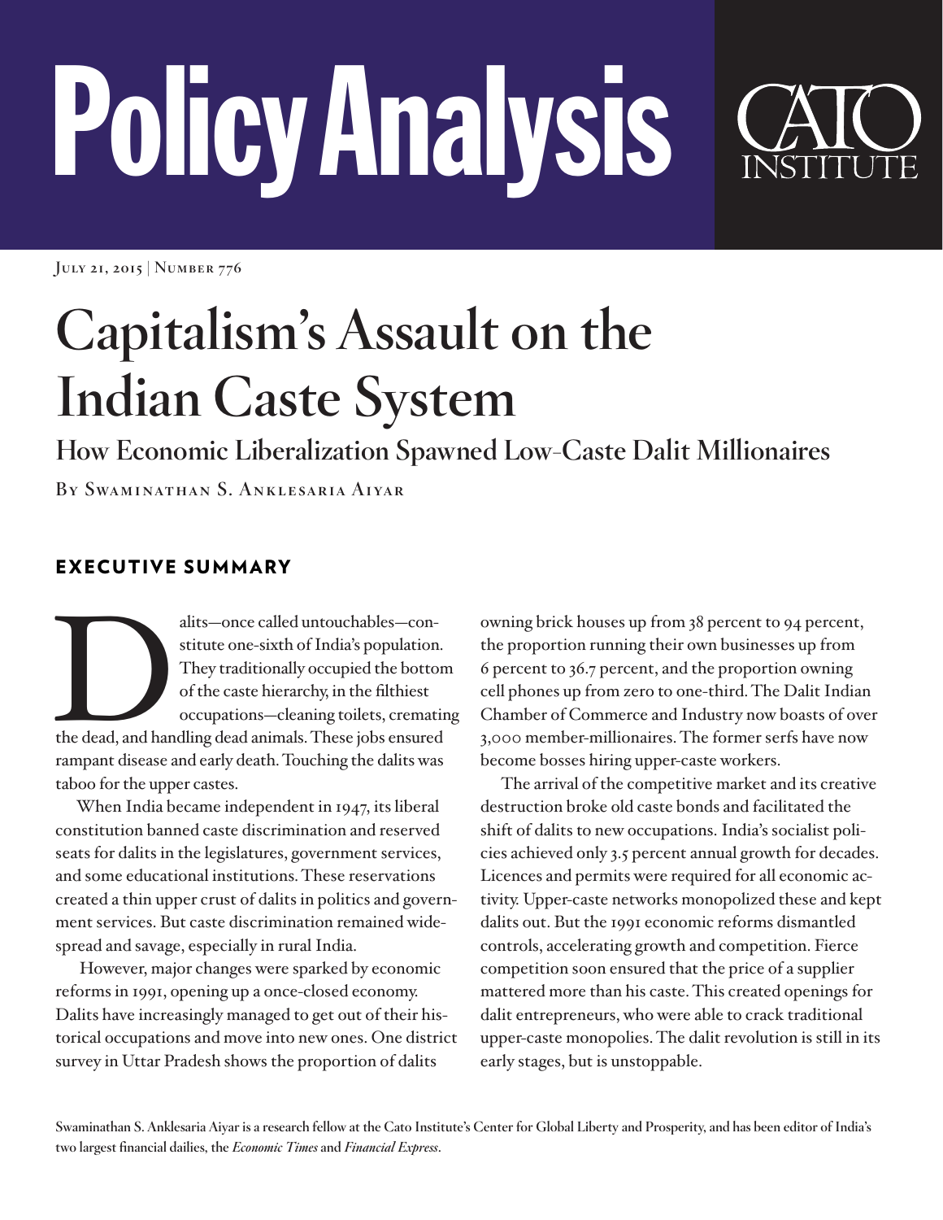# Policy Analysis

CATO INSTITUTE

July 21, 2015 | Number 776

# Capitalism's Assault on the Indian Caste System

## How Economic Liberalization Spawned Low-Caste Dalit Millionaires

By Swaminathan S. Anklesaria Aiyar

## EXECUTIVE SUMMARY

Dalits—once called untouchables—constitute one-sixth of India's population. They traditionally occupied the bottom of the caste hierarchy, in the filthiest occupations—cleaning toilets, cremating the dead, and handling dead animals. These jobs ensured rampant disease and early death. Touching the dalits was taboo for the upper castes.

When India became independent in 1947, its liberal constitution banned caste discrimination and reserved seats for dalits in the legislatures, government services, and some educational institutions. These reservations created a thin upper crust of dalits in politics and government services. But caste discrimination remained widespread and savage, especially in rural India.

However, major changes were sparked by economic reforms in 1991, opening up a once-closed economy. Dalits have increasingly managed to get out of their historical occupations and move into new ones. One district survey in Uttar Pradesh shows the proportion of dalits owning brick houses up from 38 percent to 94 percent, the proportion running their own businesses up from 6 percent to 36.7 percent, and the proportion owning cell phones up from zero to one-third. The Dalit Indian Chamber of Commerce and Industry now boasts of over 3,000 member-millionaires. The former serfs have now become bosses hiring upper-caste workers.

The arrival of the competitive market and its creative destruction broke old caste bonds and facilitated the shift of dalits to new occupations. India's socialist policies achieved only 3.5 percent annual growth for decades. Licences and permits were required for all economic activity. Upper-caste networks monopolized these and kept dalits out. But the 1991 economic reforms dismantled controls, accelerating growth and competition. Fierce competition soon ensured that the price of a supplier mattered more than his caste. This created openings for dalit entrepreneurs, who were able to crack traditional upper-caste monopolies. The dalit revolution is still in its early stages, but is unstoppable.

Swaminathan S. Anklesaria Aiyar is a research fellow at the Cato Institute's Center for Global Liberty and Prosperity, and has been editor of India's two largest financial dailies, the *Economic Times* and *Financial Express*.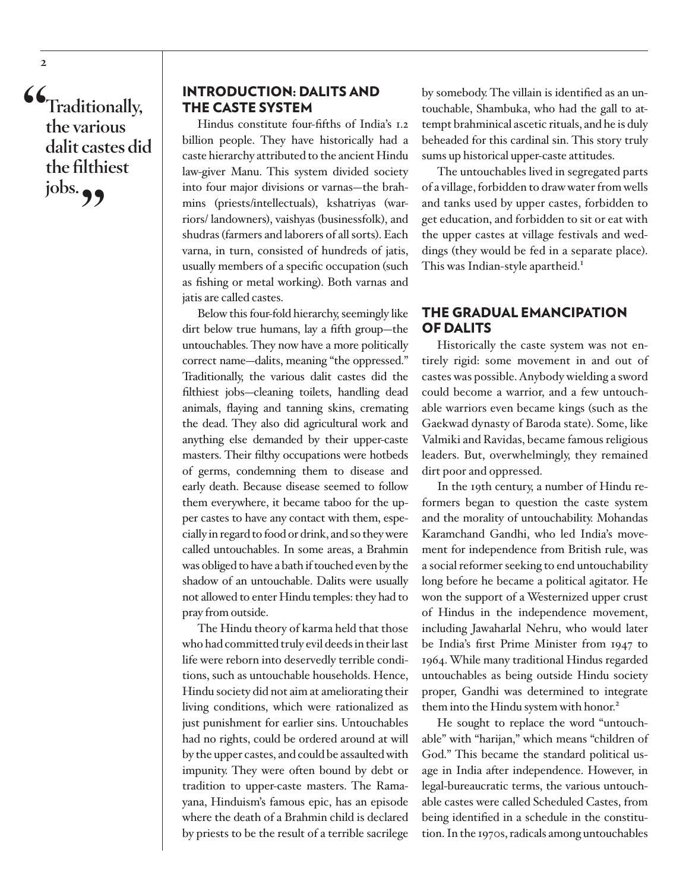> "Traditionally, the various dalit castes did the filthiest jobs."

## INTRODUCTION: DALITS AND THE CASTE SYSTEM

Hindus constitute four-fifths of India's 1.2 billion people. They have historically had a caste hierarchy attributed to the ancient Hindu law-giver Manu. This system divided society into four major divisions or varnas—the brahmins (priests/intellectuals), kshatriyas (warriors/ landowners), vaishyas (businessfolk), and shudras (farmers and laborers of all sorts). Each varna, in turn, consisted of hundreds of jatis, usually members of a specific occupation (such as fishing or metal working). Both varnas and jatis are called castes.

Below this four-fold hierarchy, seemingly like dirt below true humans, lay a fifth group—the untouchables. They now have a more politically correct name—dalits, meaning "the oppressed." Traditionally, the various dalit castes did the filthiest jobs—cleaning toilets, handling dead animals, flaying and tanning skins, cremating the dead. They also did agricultural work and anything else demanded by their upper-caste masters. Their filthy occupations were hotbeds of germs, condemning them to disease and early death. Because disease seemed to follow them everywhere, it became taboo for the upper castes to have any contact with them, especially in regard to food or drink, and so they were called untouchables. In some areas, a Brahmin was obliged to have a bath if touched even by the shadow of an untouchable. Dalits were usually not allowed to enter Hindu temples: they had to pray from outside.

The Hindu theory of karma held that those who had committed truly evil deeds in their last life were reborn into deservedly terrible conditions, such as untouchable households. Hence, Hindu society did not aim at ameliorating their living conditions, which were rationalized as just punishment for earlier sins. Untouchables had no rights, could be ordered around at will by the upper castes, and could be assaulted with impunity. They were often bound by debt or tradition to upper-caste masters. The Ramayana, Hinduism's famous epic, has an episode where the death of a Brahmin child is declared by priests to be the result of a terrible sacrilege by somebody. The villain is identified as an untouchable, Shambuka, who had the gall to attempt brahminical ascetic rituals, and he is duly beheaded for this cardinal sin. This story truly sums up historical upper-caste attitudes.

The untouchables lived in segregated parts of a village, forbidden to draw water from wells and tanks used by upper castes, forbidden to get education, and forbidden to sit or eat with the upper castes at village festivals and weddings (they would be fed in a separate place). This was Indian-style apartheid.[1]

## THE GRADUAL EMANCIPATION OF DALITS

Historically the caste system was not entirely rigid: some movement in and out of castes was possible. Anybody wielding a sword could become a warrior, and a few untouchable warriors even became kings (such as the Gaekwad dynasty of Baroda state). Some, like Valmiki and Ravidas, became famous religious leaders. But, overwhelmingly, they remained dirt poor and oppressed.

In the 19th century, a number of Hindu reformers began to question the caste system and the morality of untouchability. Mohandas Karamchand Gandhi, who led India's movement for independence from British rule, was a social reformer seeking to end untouchability long before he became a political agitator. He won the support of a Westernized upper crust of Hindus in the independence movement, including Jawaharlal Nehru, who would later be India's first Prime Minister from 1947 to 1964. While many traditional Hindus regarded untouchables as being outside Hindu society proper, Gandhi was determined to integrate them into the Hindu system with honor.[2]

He sought to replace the word "untouchable" with "harijan," which means "children of God." This became the standard political usage in India after independence. However, in legal-bureaucratic terms, the various untouchable castes were called Scheduled Castes, from being identified in a schedule in the constitution. In the 1970s, radicals among untouchables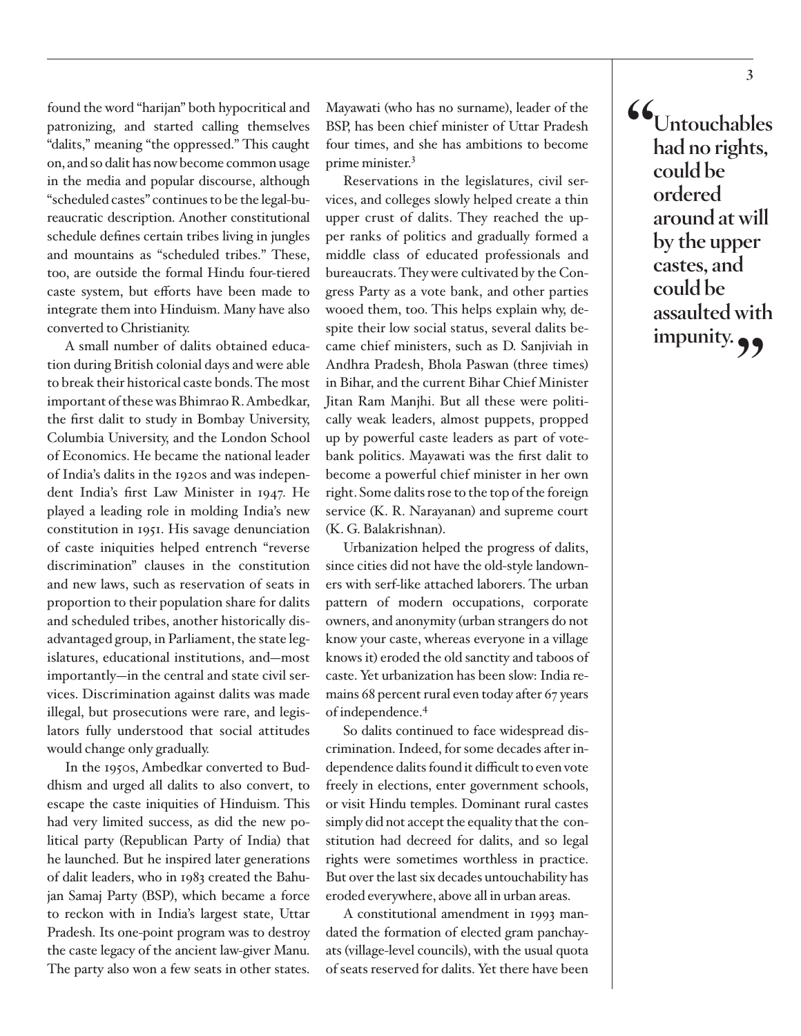found the word "harijan" both hypocritical and patronizing, and started calling themselves "dalits," meaning "the oppressed." This caught on, and so dalit has now become common usage in the media and popular discourse, although "scheduled castes" continues to be the legal-bureaucratic description. Another constitutional schedule defines certain tribes living in jungles and mountains as "scheduled tribes." These, too, are outside the formal Hindu four-tiered caste system, but efforts have been made to integrate them into Hinduism. Many have also converted to Christianity.

A small number of dalits obtained education during British colonial days and were able to break their historical caste bonds. The most important of these was Bhimrao R. Ambedkar, the first dalit to study in Bombay University, Columbia University, and the London School of Economics. He became the national leader of India's dalits in the 1920s and was independent India's first Law Minister in 1947. He played a leading role in molding India's new constitution in 1951. His savage denunciation of caste iniquities helped entrench "reverse discrimination" clauses in the constitution and new laws, such as reservation of seats in proportion to their population share for dalits and scheduled tribes, another historically disadvantaged group, in Parliament, the state legislatures, educational institutions, and—most importantly—in the central and state civil services. Discrimination against dalits was made illegal, but prosecutions were rare, and legislators fully understood that social attitudes would change only gradually.

In the 1950s, Ambedkar converted to Buddhism and urged all dalits to also convert, to escape the caste iniquities of Hinduism. This had very limited success, as did the new political party (Republican Party of India) that he launched. But he inspired later generations of dalit leaders, who in 1983 created the Bahujan Samaj Party (BSP), which became a force to reckon with in India's largest state, Uttar Pradesh. Its one-point program was to destroy the caste legacy of the ancient law-giver Manu. The party also won a few seats in other states. Mayawati (who has no surname), leader of the BSP, has been chief minister of Uttar Pradesh four times, and she has ambitions to become prime minister.[3]

Reservations in the legislatures, civil services, and colleges slowly helped create a thin upper crust of dalits. They reached the upper ranks of politics and gradually formed a middle class of educated professionals and bureaucrats. They were cultivated by the Congress Party as a vote bank, and other parties wooed them, too. This helps explain why, despite their low social status, several dalits became chief ministers, such as D. Sanjiviah in Andhra Pradesh, Bhola Paswan (three times) in Bihar, and the current Bihar Chief Minister Jitan Ram Manjhi. But all these were politically weak leaders, almost puppets, propped up by powerful caste leaders as part of vote-bank politics. Mayawati was the first dalit to become a powerful chief minister in her own right. Some dalits rose to the top of the foreign service (K. R. Narayanan) and supreme court (K. G. Balakrishnan).

Urbanization helped the progress of dalits, since cities did not have the old-style landowners with serf-like attached laborers. The urban pattern of modern occupations, corporate owners, and anonymity (urban strangers do not know your caste, whereas everyone in a village knows it) eroded the old sanctity and taboos of caste. Yet urbanization has been slow: India remains 68 percent rural even today after 67 years of independence.[4]

So dalits continued to face widespread discrimination. Indeed, for some decades after independence dalits found it difficult to even vote freely in elections, enter government schools, or visit Hindu temples. Dominant rural castes simply did not accept the equality that the constitution had decreed for dalits, and so legal rights were sometimes worthless in practice. But over the last six decades untouchability has eroded everywhere, above all in urban areas.

A constitutional amendment in 1993 mandated the formation of elected gram panchayats (village-level councils), with the usual quota of seats reserved for dalits. Yet there have been

> **"Untouchables had no rights, could be ordered around at will by the upper castes, and could be assaulted with impunity."**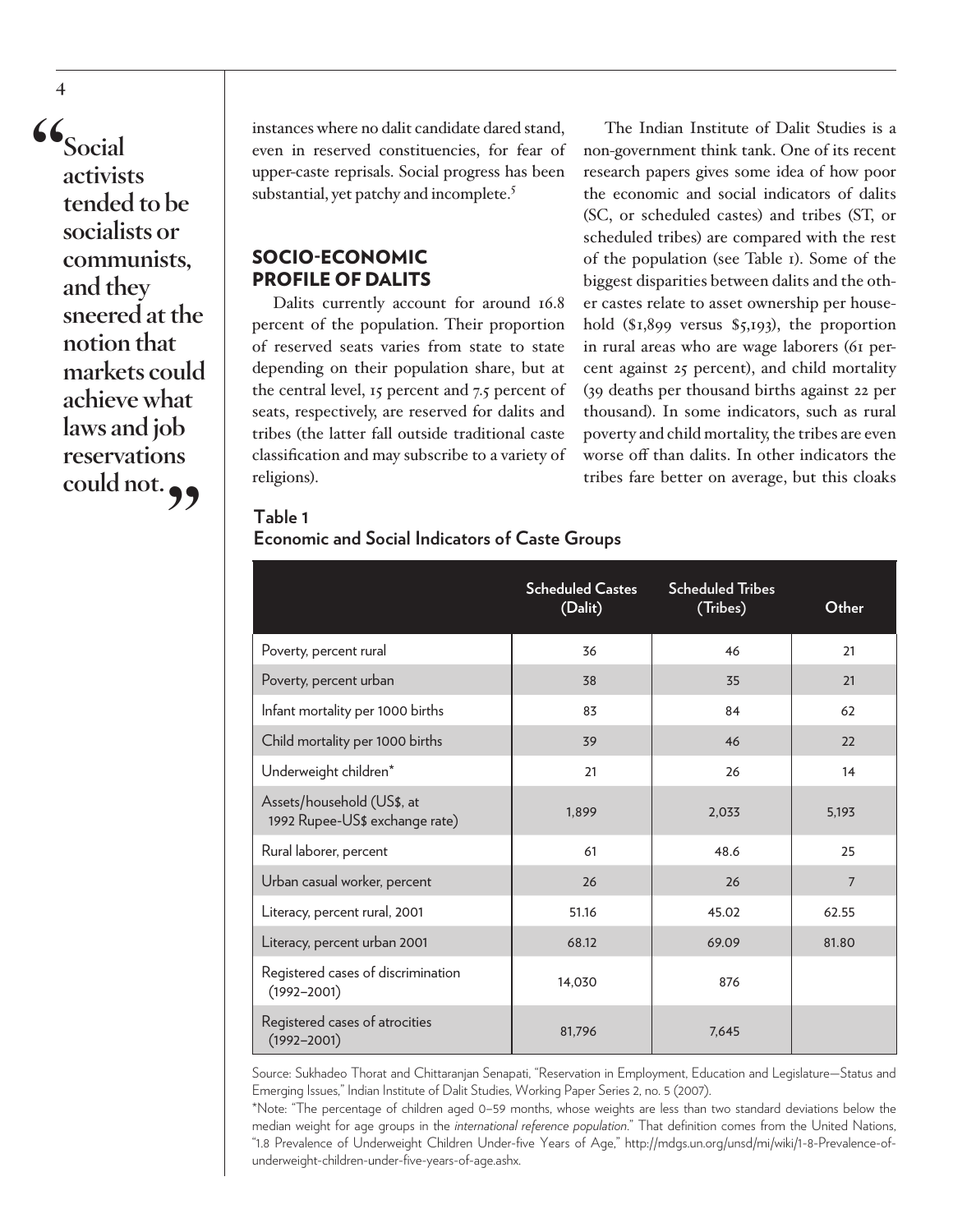> "Social activists tended to be socialists or communists, and they sneered at the notion that markets could achieve what laws and job reservations could not."

instances where no dalit candidate dared stand, even in reserved constituencies, for fear of upper-caste reprisals. Social progress has been substantial, yet patchy and incomplete.[5]

## SOCIO-ECONOMIC PROFILE OF DALITS

Dalits currently account for around 16.8 percent of the population. Their proportion of reserved seats varies from state to state depending on their population share, but at the central level, 15 percent and 7.5 percent of seats, respectively, are reserved for dalits and tribes (the latter fall outside traditional caste classification and may subscribe to a variety of religions).

The Indian Institute of Dalit Studies is a non-government think tank. One of its recent research papers gives some idea of how poor the economic and social indicators of dalits (SC, or scheduled castes) and tribes (ST, or scheduled tribes) are compared with the rest of the population (see Table 1). Some of the biggest disparities between dalits and the other castes relate to asset ownership per household ($1,899 versus $5,193), the proportion in rural areas who are wage laborers (61 percent against 25 percent), and child mortality (39 deaths per thousand births against 22 per thousand). In some indicators, such as rural poverty and child mortality, the tribes are even worse off than dalits. In other indicators the tribes fare better on average, but this cloaks

**Table 1**
**Economic and Social Indicators of Caste Groups**

| | Scheduled Castes (Dalit) | Scheduled Tribes (Tribes) | Other |
|---|---|---|---|
| Poverty, percent rural | 36 | 46 | 21 |
| Poverty, percent urban | 38 | 35 | 21 |
| Infant mortality per 1000 births | 83 | 84 | 62 |
| Child mortality per 1000 births | 39 | 46 | 22 |
| Underweight children* | 21 | 26 | 14 |
| Assets/household (US$, at 1992 Rupee-US$ exchange rate) | 1,899 | 2,033 | 5,193 |
| Rural laborer, percent | 61 | 48.6 | 25 |
| Urban casual worker, percent | 26 | 26 | 7 |
| Literacy, percent rural, 2001 | 51.16 | 45.02 | 62.55 |
| Literacy, percent urban 2001 | 68.12 | 69.09 | 81.80 |
| Registered cases of discrimination (1992–2001) | 14,030 | 876 | |
| Registered cases of atrocities (1992–2001) | 81,796 | 7,645 | |

Source: Sukhadeo Thorat and Chittaranjan Senapati, "Reservation in Employment, Education and Legislature—Status and Emerging Issues," Indian Institute of Dalit Studies, Working Paper Series 2, no. 5 (2007).

*Note: "The percentage of children aged 0–59 months, whose weights are less than two standard deviations below the median weight for age groups in the *international reference population*." That definition comes from the United Nations, "1.8 Prevalence of Underweight Children Under-five Years of Age," http://mdgs.un.org/unsd/mi/wiki/1-8-Prevalence-of-underweight-children-under-five-years-of-age.ashx.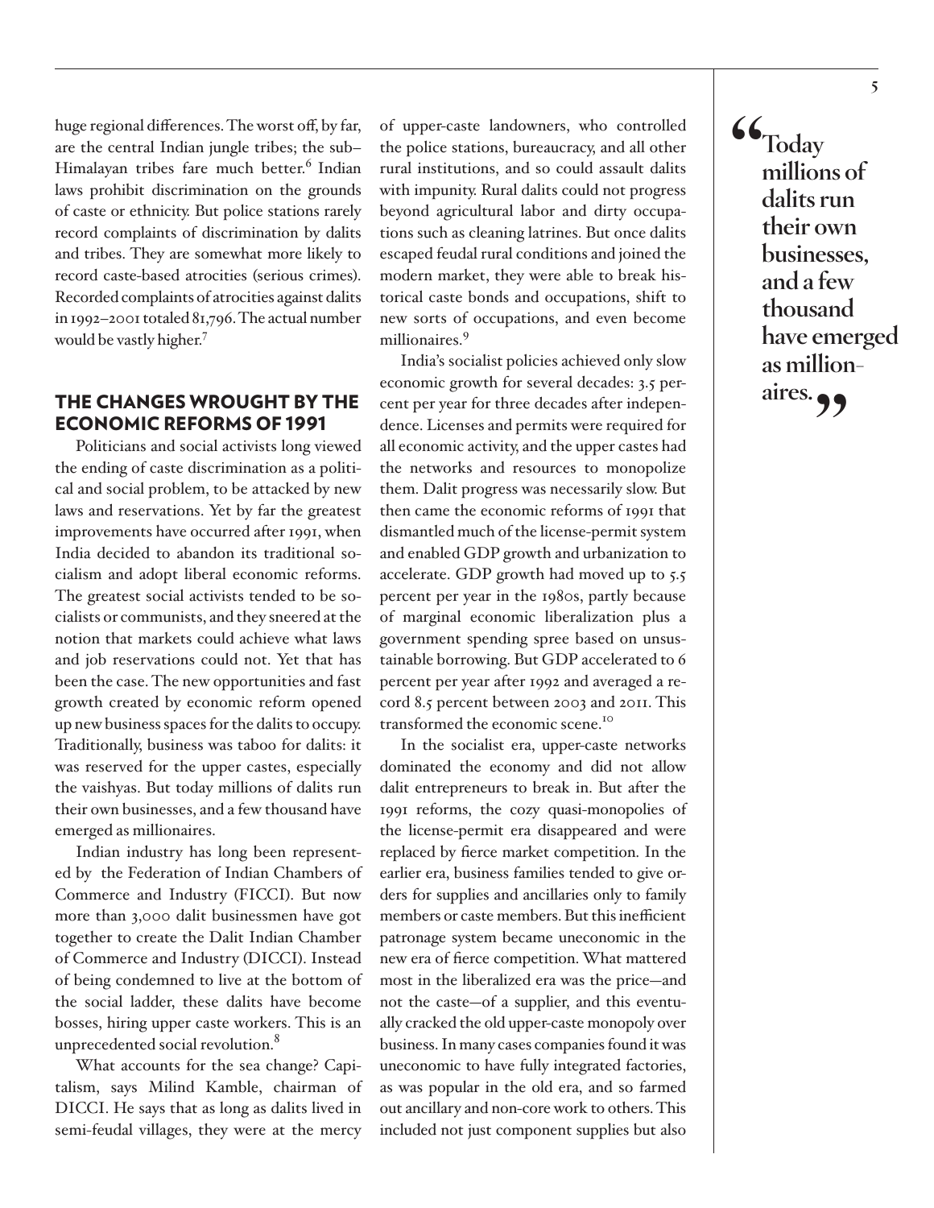huge regional differences. The worst off, by far, are the central Indian jungle tribes; the sub-Himalayan tribes fare much better.[6] Indian laws prohibit discrimination on the grounds of caste or ethnicity. But police stations rarely record complaints of discrimination by dalits and tribes. They are somewhat more likely to record caste-based atrocities (serious crimes). Recorded complaints of atrocities against dalits in 1992–2001 totaled 81,796. The actual number would be vastly higher.[7]

## THE CHANGES WROUGHT BY THE ECONOMIC REFORMS OF 1991

Politicians and social activists long viewed the ending of caste discrimination as a political and social problem, to be attacked by new laws and reservations. Yet by far the greatest improvements have occurred after 1991, when India decided to abandon its traditional socialism and adopt liberal economic reforms. The greatest social activists tended to be socialists or communists, and they sneered at the notion that markets could achieve what laws and job reservations could not. Yet that has been the case. The new opportunities and fast growth created by economic reform opened up new business spaces for the dalits to occupy. Traditionally, business was taboo for dalits: it was reserved for the upper castes, especially the vaishyas. But today millions of dalits run their own businesses, and a few thousand have emerged as millionaires.

Indian industry has long been represented by the Federation of Indian Chambers of Commerce and Industry (FICCI). But now more than 3,000 dalit businessmen have got together to create the Dalit Indian Chamber of Commerce and Industry (DICCI). Instead of being condemned to live at the bottom of the social ladder, these dalits have become bosses, hiring upper caste workers. This is an unprecedented social revolution.[8]

What accounts for the sea change? Capitalism, says Milind Kamble, chairman of DICCI. He says that as long as dalits lived in semi-feudal villages, they were at the mercy of upper-caste landowners, who controlled the police stations, bureaucracy, and all other rural institutions, and so could assault dalits with impunity. Rural dalits could not progress beyond agricultural labor and dirty occupations such as cleaning latrines. But once dalits escaped feudal rural conditions and joined the modern market, they were able to break historical caste bonds and occupations, shift to new sorts of occupations, and even become millionaires.[9]

India's socialist policies achieved only slow economic growth for several decades: 3.5 percent per year for three decades after independence. Licenses and permits were required for all economic activity, and the upper castes had the networks and resources to monopolize them. Dalit progress was necessarily slow. But then came the economic reforms of 1991 that dismantled much of the license-permit system and enabled GDP growth and urbanization to accelerate. GDP growth had moved up to 5.5 percent per year in the 1980s, partly because of marginal economic liberalization plus a government spending spree based on unsustainable borrowing. But GDP accelerated to 6 percent per year after 1992 and averaged a record 8.5 percent between 2003 and 2011. This transformed the economic scene.[10]

In the socialist era, upper-caste networks dominated the economy and did not allow dalit entrepreneurs to break in. But after the 1991 reforms, the cozy quasi-monopolies of the license-permit era disappeared and were replaced by fierce market competition. In the earlier era, business families tended to give orders for supplies and ancillaries only to family members or caste members. But this inefficient patronage system became uneconomic in the new era of fierce competition. What mattered most in the liberalized era was the price—and not the caste—of a supplier, and this eventually cracked the old upper-caste monopoly over business. In many cases companies found it was uneconomic to have fully integrated factories, as was popular in the old era, and so farmed out ancillary and non-core work to others. This included not just component supplies but also

> **"Today millions of dalits run their own businesses, and a few thousand have emerged as millionaires."**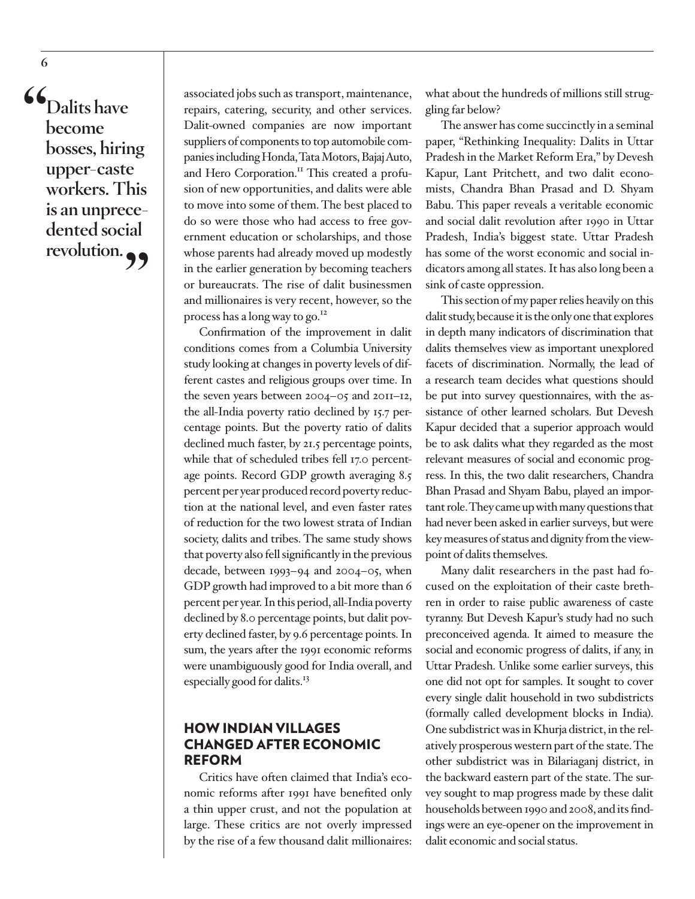> “Dalits have become bosses, hiring upper-caste workers. This is an unprecedented social revolution.”

associated jobs such as transport, maintenance, repairs, catering, security, and other services. Dalit-owned companies are now important suppliers of components to top automobile companies including Honda, Tata Motors, Bajaj Auto, and Hero Corporation.[11] This created a profusion of new opportunities, and dalits were able to move into some of them. The best placed to do so were those who had access to free government education or scholarships, and those whose parents had already moved up modestly in the earlier generation by becoming teachers or bureaucrats. The rise of dalit businessmen and millionaires is very recent, however, so the process has a long way to go.[12]

Confirmation of the improvement in dalit conditions comes from a Columbia University study looking at changes in poverty levels of different castes and religious groups over time. In the seven years between 2004–05 and 2011–12, the all-India poverty ratio declined by 15.7 percentage points. But the poverty ratio of dalits declined much faster, by 21.5 percentage points, while that of scheduled tribes fell 17.0 percentage points. Record GDP growth averaging 8.5 percent per year produced record poverty reduction at the national level, and even faster rates of reduction for the two lowest strata of Indian society, dalits and tribes. The same study shows that poverty also fell significantly in the previous decade, between 1993–94 and 2004–05, when GDP growth had improved to a bit more than 6 percent per year. In this period, all-India poverty declined by 8.0 percentage points, but dalit poverty declined faster, by 9.6 percentage points. In sum, the years after the 1991 economic reforms were unambiguously good for India overall, and especially good for dalits.[13]

## HOW INDIAN VILLAGES CHANGED AFTER ECONOMIC REFORM

Critics have often claimed that India's economic reforms after 1991 have benefited only a thin upper crust, and not the population at large. These critics are not overly impressed by the rise of a few thousand dalit millionaires: what about the hundreds of millions still struggling far below?

The answer has come succinctly in a seminal paper, “Rethinking Inequality: Dalits in Uttar Pradesh in the Market Reform Era,” by Devesh Kapur, Lant Pritchett, and two dalit economists, Chandra Bhan Prasad and D. Shyam Babu. This paper reveals a veritable economic and social dalit revolution after 1990 in Uttar Pradesh, India's biggest state. Uttar Pradesh has some of the worst economic and social indicators among all states. It has also long been a sink of caste oppression.

This section of my paper relies heavily on this dalit study, because it is the only one that explores in depth many indicators of discrimination that dalits themselves view as important unexplored facets of discrimination. Normally, the lead of a research team decides what questions should be put into survey questionnaires, with the assistance of other learned scholars. But Devesh Kapur decided that a superior approach would be to ask dalits what they regarded as the most relevant measures of social and economic progress. In this, the two dalit researchers, Chandra Bhan Prasad and Shyam Babu, played an important role. They came up with many questions that had never been asked in earlier surveys, but were key measures of status and dignity from the viewpoint of dalits themselves.

Many dalit researchers in the past had focused on the exploitation of their caste brethren in order to raise public awareness of caste tyranny. But Devesh Kapur's study had no such preconceived agenda. It aimed to measure the social and economic progress of dalits, if any, in Uttar Pradesh. Unlike some earlier surveys, this one did not opt for samples. It sought to cover every single dalit household in two subdistricts (formally called development blocks in India). One subdistrict was in Khurja district, in the relatively prosperous western part of the state. The other subdistrict was in Bilariaganj district, in the backward eastern part of the state. The survey sought to map progress made by these dalit households between 1990 and 2008, and its findings were an eye-opener on the improvement in dalit economic and social status.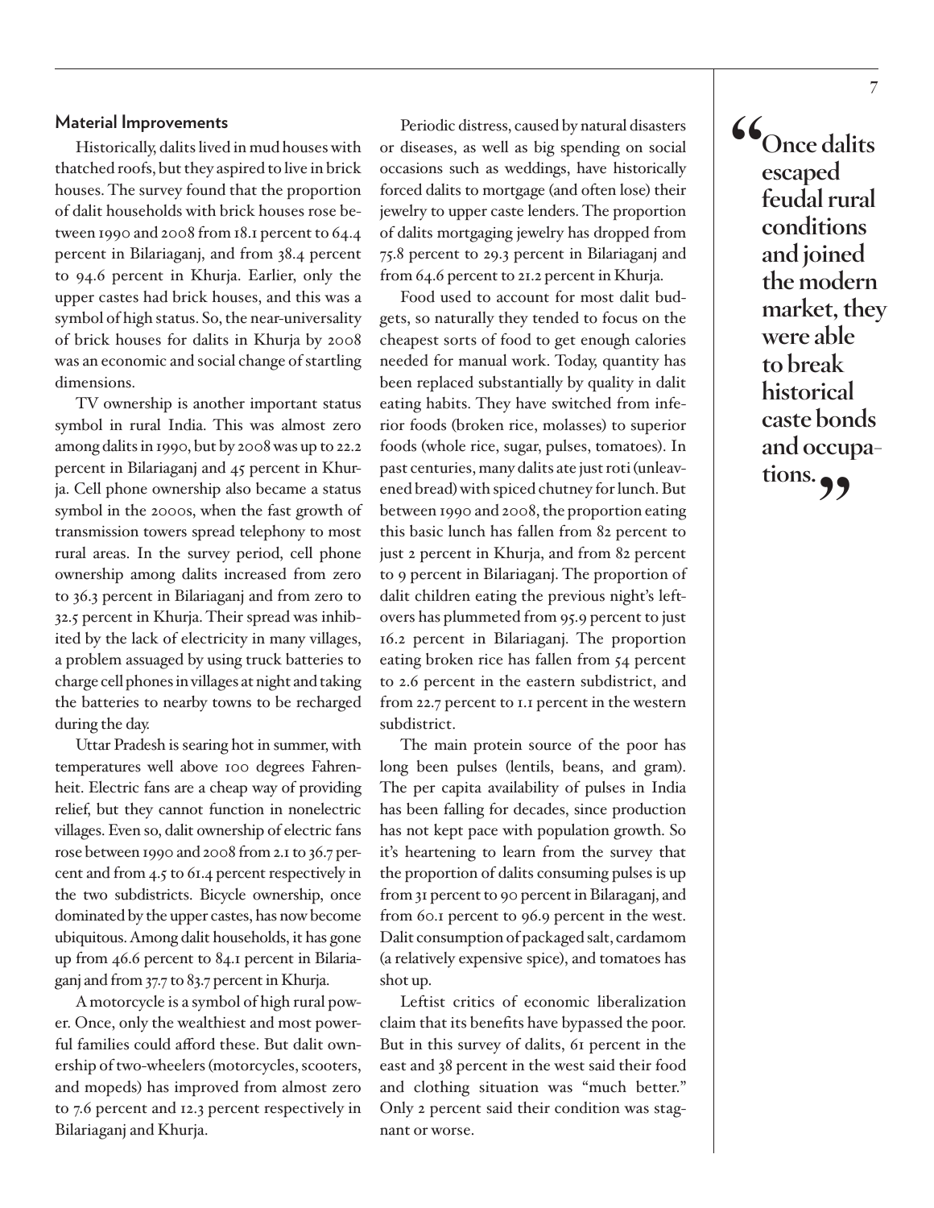## Material Improvements

Historically, dalits lived in mud houses with thatched roofs, but they aspired to live in brick houses. The survey found that the proportion of dalit households with brick houses rose between 1990 and 2008 from 18.1 percent to 64.4 percent in Bilariaganj, and from 38.4 percent to 94.6 percent in Khurja. Earlier, only the upper castes had brick houses, and this was a symbol of high status. So, the near-universality of brick houses for dalits in Khurja by 2008 was an economic and social change of startling dimensions.

TV ownership is another important status symbol in rural India. This was almost zero among dalits in 1990, but by 2008 was up to 22.2 percent in Bilariaganj and 45 percent in Khurja. Cell phone ownership also became a status symbol in the 2000s, when the fast growth of transmission towers spread telephony to most rural areas. In the survey period, cell phone ownership among dalits increased from zero to 36.3 percent in Bilariaganj and from zero to 32.5 percent in Khurja. Their spread was inhibited by the lack of electricity in many villages, a problem assuaged by using truck batteries to charge cell phones in villages at night and taking the batteries to nearby towns to be recharged during the day.

Uttar Pradesh is searing hot in summer, with temperatures well above 100 degrees Fahrenheit. Electric fans are a cheap way of providing relief, but they cannot function in nonelectric villages. Even so, dalit ownership of electric fans rose between 1990 and 2008 from 2.1 to 36.7 percent and from 4.5 to 61.4 percent respectively in the two subdistricts. Bicycle ownership, once dominated by the upper castes, has now become ubiquitous. Among dalit households, it has gone up from 46.6 percent to 84.1 percent in Bilariaganj and from 37.7 to 83.7 percent in Khurja.

A motorcycle is a symbol of high rural power. Once, only the wealthiest and most powerful families could afford these. But dalit ownership of two-wheelers (motorcycles, scooters, and mopeds) has improved from almost zero to 7.6 percent and 12.3 percent respectively in Bilariaganj and Khurja.

Periodic distress, caused by natural disasters or diseases, as well as big spending on social occasions such as weddings, have historically forced dalits to mortgage (and often lose) their jewelry to upper caste lenders. The proportion of dalits mortgaging jewelry has dropped from 75.8 percent to 29.3 percent in Bilariaganj and from 64.6 percent to 21.2 percent in Khurja.

Food used to account for most dalit budgets, so naturally they tended to focus on the cheapest sorts of food to get enough calories needed for manual work. Today, quantity has been replaced substantially by quality in dalit eating habits. They have switched from inferior foods (broken rice, molasses) to superior foods (whole rice, sugar, pulses, tomatoes). In past centuries, many dalits ate just roti (unleavened bread) with spiced chutney for lunch. But between 1990 and 2008, the proportion eating this basic lunch has fallen from 82 percent to just 2 percent in Khurja, and from 82 percent to 9 percent in Bilariaganj. The proportion of dalit children eating the previous night's leftovers has plummeted from 95.9 percent to just 16.2 percent in Bilariaganj. The proportion eating broken rice has fallen from 54 percent to 2.6 percent in the eastern subdistrict, and from 22.7 percent to 1.1 percent in the western subdistrict.

The main protein source of the poor has long been pulses (lentils, beans, and gram). The per capita availability of pulses in India has been falling for decades, since production has not kept pace with population growth. So it's heartening to learn from the survey that the proportion of dalits consuming pulses is up from 31 percent to 90 percent in Bilaraganj, and from 60.1 percent to 96.9 percent in the west. Dalit consumption of packaged salt, cardamom (a relatively expensive spice), and tomatoes has shot up.

Leftist critics of economic liberalization claim that its benefits have bypassed the poor. But in this survey of dalits, 61 percent in the east and 38 percent in the west said their food and clothing situation was "much better." Only 2 percent said their condition was stagnant or worse.

> **"Once dalits escaped feudal rural conditions and joined the modern market, they were able to break historical caste bonds and occupations."**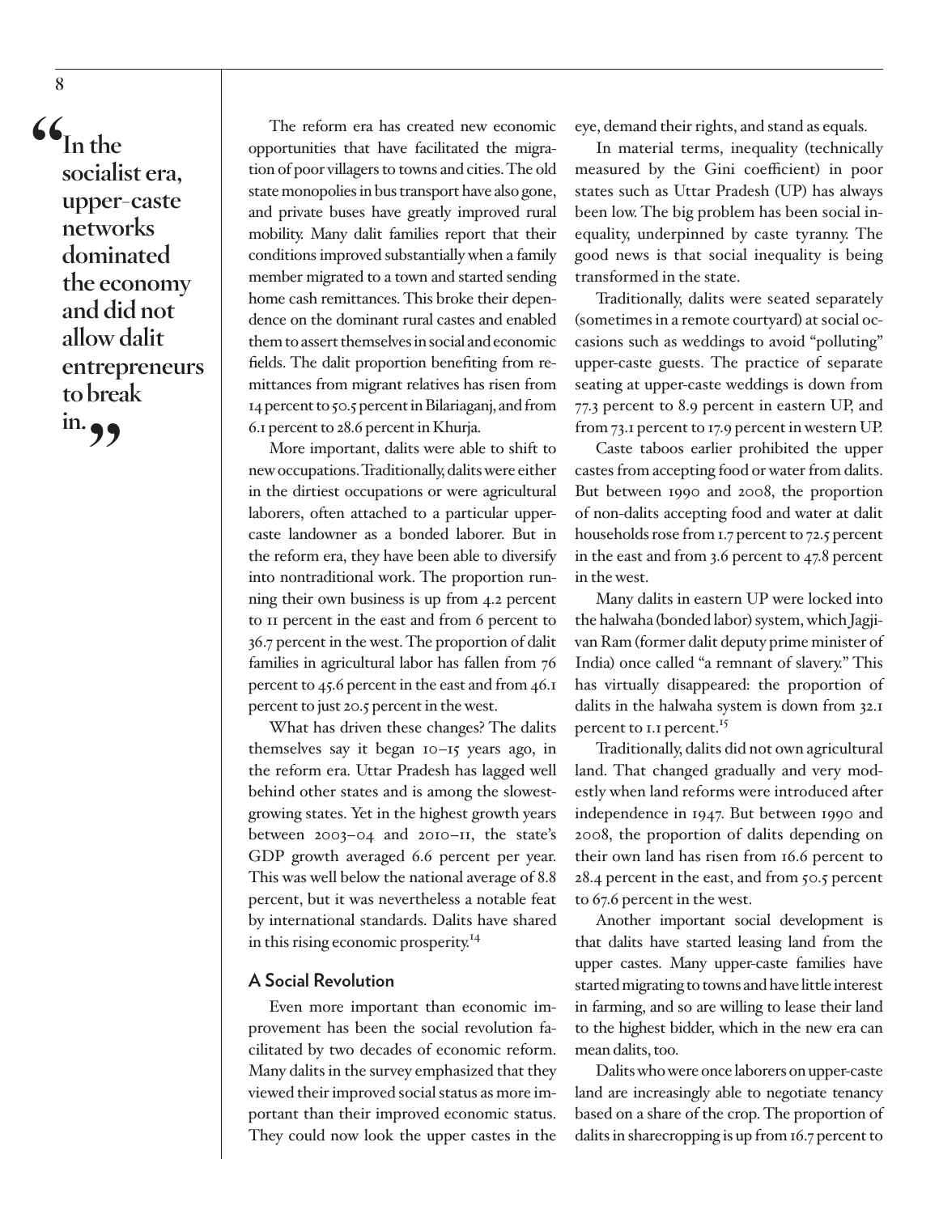> **"In the socialist era, upper-caste networks dominated the economy and did not allow dalit entrepreneurs to break in."**

The reform era has created new economic opportunities that have facilitated the migration of poor villagers to towns and cities. The old state monopolies in bus transport have also gone, and private buses have greatly improved rural mobility. Many dalit families report that their conditions improved substantially when a family member migrated to a town and started sending home cash remittances. This broke their dependence on the dominant rural castes and enabled them to assert themselves in social and economic fields. The dalit proportion benefiting from remittances from migrant relatives has risen from 14 percent to 50.5 percent in Bilariaganj, and from 6.1 percent to 28.6 percent in Khurja.

More important, dalits were able to shift to new occupations. Traditionally, dalits were either in the dirtiest occupations or were agricultural laborers, often attached to a particular upper-caste landowner as a bonded laborer. But in the reform era, they have been able to diversify into nontraditional work. The proportion running their own business is up from 4.2 percent to 11 percent in the east and from 6 percent to 36.7 percent in the west. The proportion of dalit families in agricultural labor has fallen from 76 percent to 45.6 percent in the east and from 46.1 percent to just 20.5 percent in the west.

What has driven these changes? The dalits themselves say it began 10–15 years ago, in the reform era. Uttar Pradesh has lagged well behind other states and is among the slowest-growing states. Yet in the highest growth years between 2003–04 and 2010–11, the state's GDP growth averaged 6.6 percent per year. This was well below the national average of 8.8 percent, but it was nevertheless a notable feat by international standards. Dalits have shared in this rising economic prosperity.[14]

### A Social Revolution

Even more important than economic improvement has been the social revolution facilitated by two decades of economic reform. Many dalits in the survey emphasized that they viewed their improved social status as more important than their improved economic status. They could now look the upper castes in the eye, demand their rights, and stand as equals.

In material terms, inequality (technically measured by the Gini coefficient) in poor states such as Uttar Pradesh (UP) has always been low. The big problem has been social inequality, underpinned by caste tyranny. The good news is that social inequality is being transformed in the state.

Traditionally, dalits were seated separately (sometimes in a remote courtyard) at social occasions such as weddings to avoid "polluting" upper-caste guests. The practice of separate seating at upper-caste weddings is down from 77.3 percent to 8.9 percent in eastern UP, and from 73.1 percent to 17.9 percent in western UP.

Caste taboos earlier prohibited the upper castes from accepting food or water from dalits. But between 1990 and 2008, the proportion of non-dalits accepting food and water at dalit households rose from 1.7 percent to 72.5 percent in the east and from 3.6 percent to 47.8 percent in the west.

Many dalits in eastern UP were locked into the halwaha (bonded labor) system, which Jagjivan Ram (former dalit deputy prime minister of India) once called "a remnant of slavery." This has virtually disappeared: the proportion of dalits in the halwaha system is down from 32.1 percent to 1.1 percent.[15]

Traditionally, dalits did not own agricultural land. That changed gradually and very modestly when land reforms were introduced after independence in 1947. But between 1990 and 2008, the proportion of dalits depending on their own land has risen from 16.6 percent to 28.4 percent in the east, and from 50.5 percent to 67.6 percent in the west.

Another important social development is that dalits have started leasing land from the upper castes. Many upper-caste families have started migrating to towns and have little interest in farming, and so are willing to lease their land to the highest bidder, which in the new era can mean dalits, too.

Dalits who were once laborers on upper-caste land are increasingly able to negotiate tenancy based on a share of the crop. The proportion of dalits in sharecropping is up from 16.7 percent to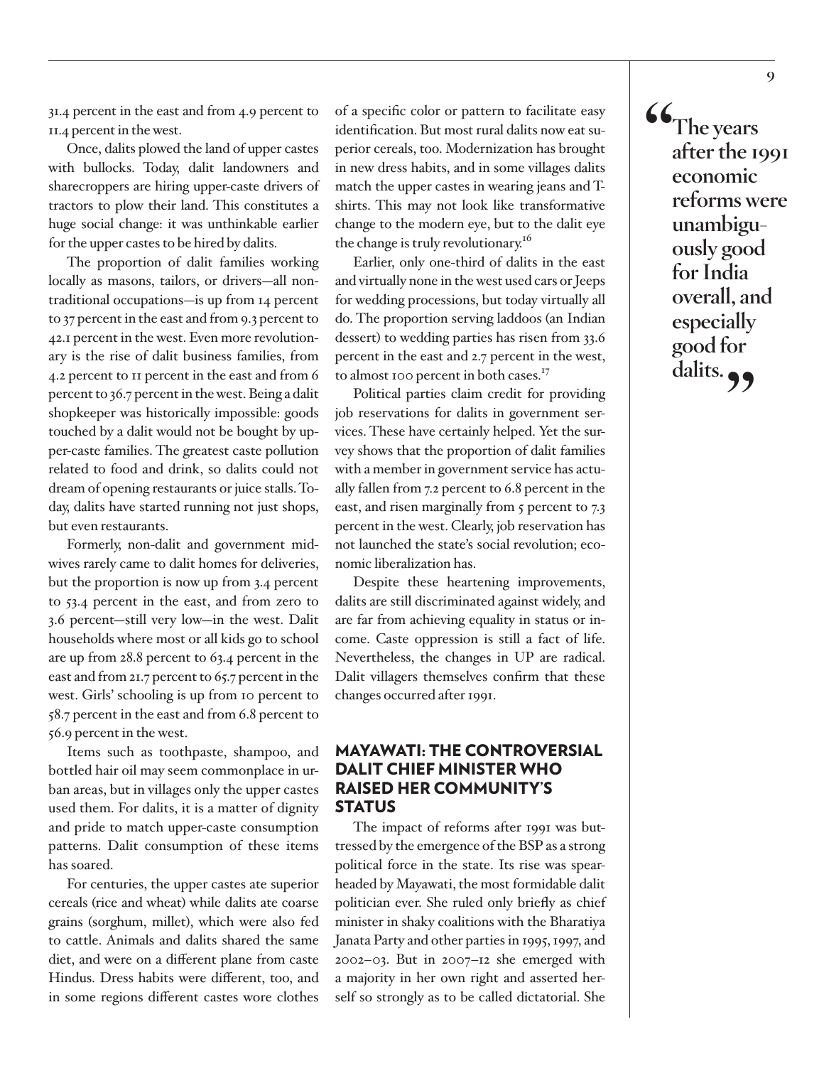31.4 percent in the east and from 4.9 percent to 11.4 percent in the west.

Once, dalits plowed the land of upper castes with bullocks. Today, dalit landowners and sharecroppers are hiring upper-caste drivers of tractors to plow their land. This constitutes a huge social change: it was unthinkable earlier for the upper castes to be hired by dalits.

The proportion of dalit families working locally as masons, tailors, or drivers—all nontraditional occupations—is up from 14 percent to 37 percent in the east and from 9.3 percent to 42.1 percent in the west. Even more revolutionary is the rise of dalit business families, from 4.2 percent to 11 percent in the east and from 6 percent to 36.7 percent in the west. Being a dalit shopkeeper was historically impossible: goods touched by a dalit would not be bought by upper-caste families. The greatest caste pollution related to food and drink, so dalits could not dream of opening restaurants or juice stalls. Today, dalits have started running not just shops, but even restaurants.

Formerly, non-dalit and government midwives rarely came to dalit homes for deliveries, but the proportion is now up from 3.4 percent to 53.4 percent in the east, and from zero to 3.6 percent—still very low—in the west. Dalit households where most or all kids go to school are up from 28.8 percent to 63.4 percent in the east and from 21.7 percent to 65.7 percent in the west. Girls' schooling is up from 10 percent to 58.7 percent in the east and from 6.8 percent to 56.9 percent in the west.

Items such as toothpaste, shampoo, and bottled hair oil may seem commonplace in urban areas, but in villages only the upper castes used them. For dalits, it is a matter of dignity and pride to match upper-caste consumption patterns. Dalit consumption of these items has soared.

For centuries, the upper castes ate superior cereals (rice and wheat) while dalits ate coarse grains (sorghum, millet), which were also fed to cattle. Animals and dalits shared the same diet, and were on a different plane from caste Hindus. Dress habits were different, too, and in some regions different castes wore clothes of a specific color or pattern to facilitate easy identification. But most rural dalits now eat superior cereals, too. Modernization has brought in new dress habits, and in some villages dalits match the upper castes in wearing jeans and T-shirts. This may not look like transformative change to the modern eye, but to the dalit eye the change is truly revolutionary.[16]

Earlier, only one-third of dalits in the east and virtually none in the west used cars or Jeeps for wedding processions, but today virtually all do. The proportion serving laddoos (an Indian dessert) to wedding parties has risen from 33.6 percent in the east and 2.7 percent in the west, to almost 100 percent in both cases.[17]

Political parties claim credit for providing job reservations for dalits in government services. These have certainly helped. Yet the survey shows that the proportion of dalit families with a member in government service has actually fallen from 7.2 percent to 6.8 percent in the east, and risen marginally from 5 percent to 7.3 percent in the west. Clearly, job reservation has not launched the state's social revolution; economic liberalization has.

Despite these heartening improvements, dalits are still discriminated against widely, and are far from achieving equality in status or income. Caste oppression is still a fact of life. Nevertheless, the changes in UP are radical. Dalit villagers themselves confirm that these changes occurred after 1991.

> **"The years after the 1991 economic reforms were unambiguously good for India overall, and especially good for dalits."**

## MAYAWATI: THE CONTROVERSIAL DALIT CHIEF MINISTER WHO RAISED HER COMMUNITY'S STATUS

The impact of reforms after 1991 was buttressed by the emergence of the BSP as a strong political force in the state. Its rise was spearheaded by Mayawati, the most formidable dalit politician ever. She ruled only briefly as chief minister in shaky coalitions with the Bharatiya Janata Party and other parties in 1995, 1997, and 2002–03. But in 2007–12 she emerged with a majority in her own right and asserted herself so strongly as to be called dictatorial. She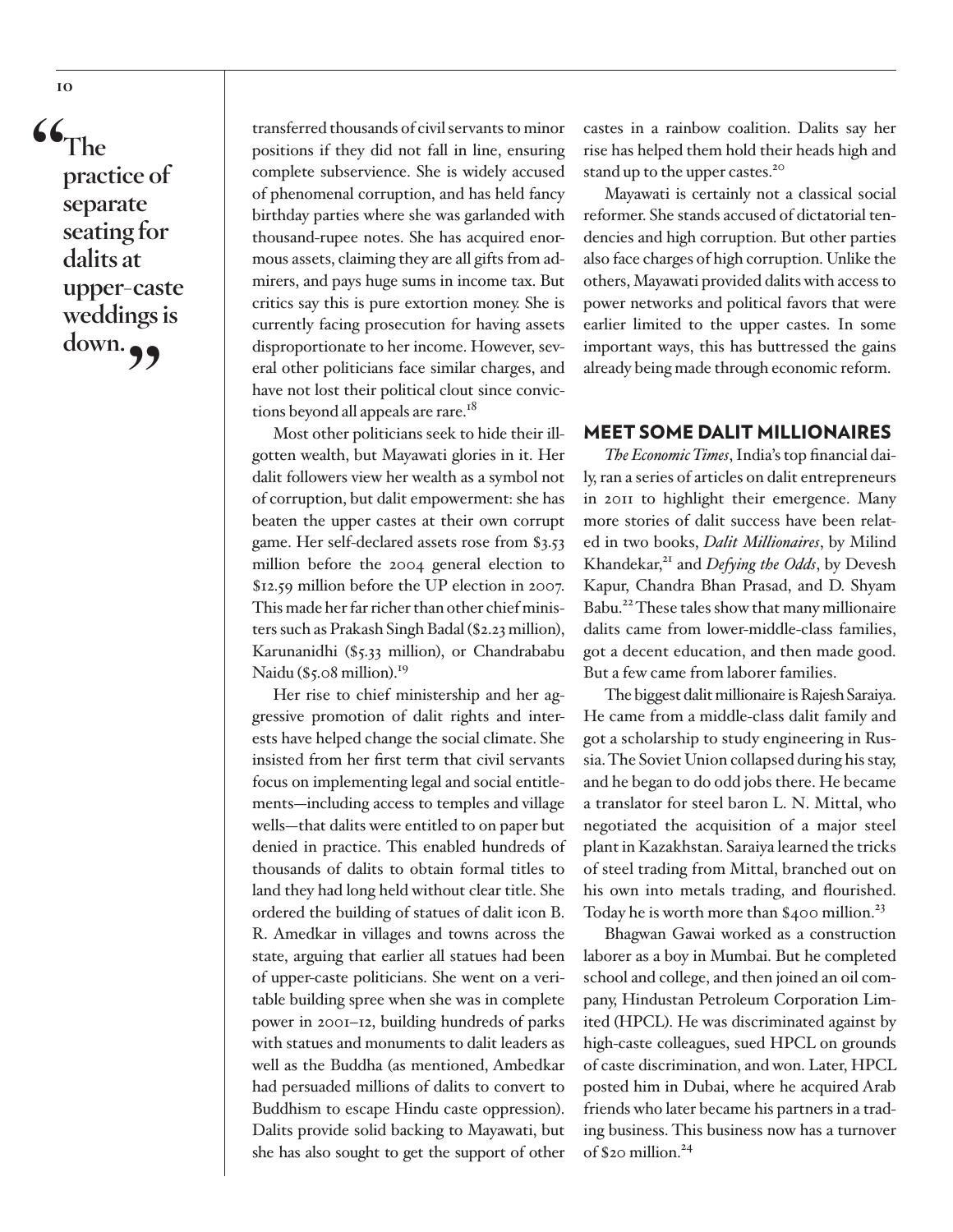> “The practice of separate seating for dalits at upper-caste weddings is down.”

transferred thousands of civil servants to minor positions if they did not fall in line, ensuring complete subservience. She is widely accused of phenomenal corruption, and has held fancy birthday parties where she was garlanded with thousand-rupee notes. She has acquired enormous assets, claiming they are all gifts from admirers, and pays huge sums in income tax. But critics say this is pure extortion money. She is currently facing prosecution for having assets disproportionate to her income. However, several other politicians face similar charges, and have not lost their political clout since convictions beyond all appeals are rare.[18]

Most other politicians seek to hide their ill-gotten wealth, but Mayawati glories in it. Her dalit followers view her wealth as a symbol not of corruption, but dalit empowerment: she has beaten the upper castes at their own corrupt game. Her self-declared assets rose from $3.53 million before the 2004 general election to $12.59 million before the UP election in 2007. This made her far richer than other chief ministers such as Prakash Singh Badal ($2.23 million), Karunanidhi ($5.33 million), or Chandrababu Naidu ($5.08 million).[19]

Her rise to chief ministership and her aggressive promotion of dalit rights and interests have helped change the social climate. She insisted from her first term that civil servants focus on implementing legal and social entitlements—including access to temples and village wells—that dalits were entitled to on paper but denied in practice. This enabled hundreds of thousands of dalits to obtain formal titles to land they had long held without clear title. She ordered the building of statues of dalit icon B. R. Amedkar in villages and towns across the state, arguing that earlier all statues had been of upper-caste politicians. She went on a veritable building spree when she was in complete power in 2001–12, building hundreds of parks with statues and monuments to dalit leaders as well as the Buddha (as mentioned, Ambedkar had persuaded millions of dalits to convert to Buddhism to escape Hindu caste oppression). Dalits provide solid backing to Mayawati, but she has also sought to get the support of other castes in a rainbow coalition. Dalits say her rise has helped them hold their heads high and stand up to the upper castes.[20]

Mayawati is certainly not a classical social reformer. She stands accused of dictatorial tendencies and high corruption. But other parties also face charges of high corruption. Unlike the others, Mayawati provided dalits with access to power networks and political favors that were earlier limited to the upper castes. In some important ways, this has buttressed the gains already being made through economic reform.

## MEET SOME DALIT MILLIONAIRES

*The Economic Times*, India's top financial daily, ran a series of articles on dalit entrepreneurs in 2011 to highlight their emergence. Many more stories of dalit success have been related in two books, *Dalit Millionaires*, by Milind Khandekar,[21] and *Defying the Odds*, by Devesh Kapur, Chandra Bhan Prasad, and D. Shyam Babu.[22] These tales show that many millionaire dalits came from lower-middle-class families, got a decent education, and then made good. But a few came from laborer families.

The biggest dalit millionaire is Rajesh Saraiya. He came from a middle-class dalit family and got a scholarship to study engineering in Russia. The Soviet Union collapsed during his stay, and he began to do odd jobs there. He became a translator for steel baron L. N. Mittal, who negotiated the acquisition of a major steel plant in Kazakhstan. Saraiya learned the tricks of steel trading from Mittal, branched out on his own into metals trading, and flourished. Today he is worth more than $400 million.[23]

Bhagwan Gawai worked as a construction laborer as a boy in Mumbai. But he completed school and college, and then joined an oil company, Hindustan Petroleum Corporation Limited (HPCL). He was discriminated against by high-caste colleagues, sued HPCL on grounds of caste discrimination, and won. Later, HPCL posted him in Dubai, where he acquired Arab friends who later became his partners in a trading business. This business now has a turnover of $20 million.[24]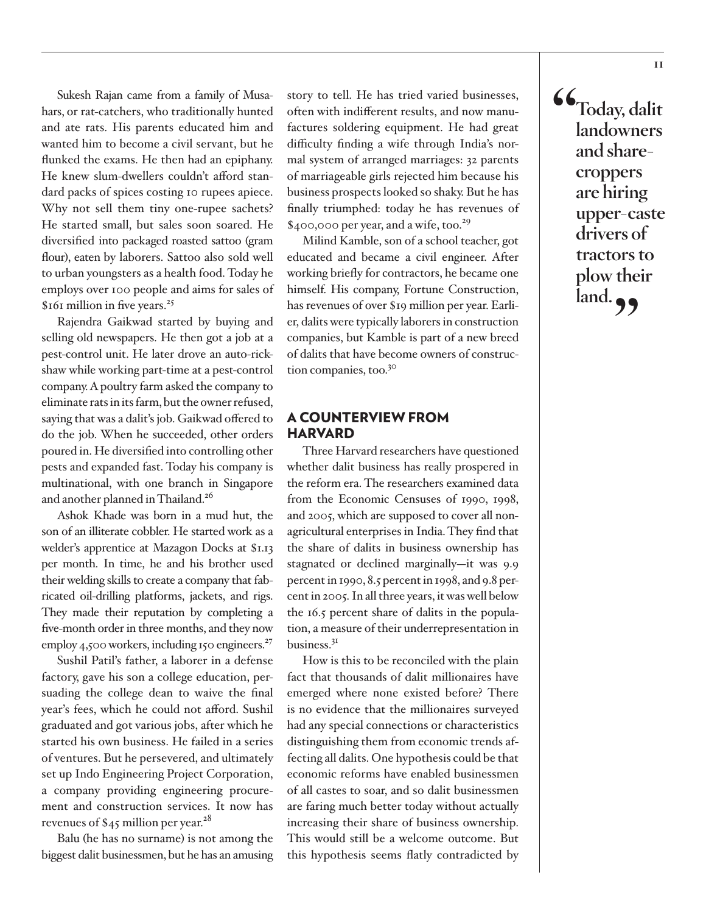Sukesh Rajan came from a family of Musahars, or rat-catchers, who traditionally hunted and ate rats. His parents educated him and wanted him to become a civil servant, but he flunked the exams. He then had an epiphany. He knew slum-dwellers couldn't afford standard packs of spices costing 10 rupees apiece. Why not sell them tiny one-rupee sachets? He started small, but sales soon soared. He diversified into packaged roasted sattoo (gram flour), eaten by laborers. Sattoo also sold well to urban youngsters as a health food. Today he employs over 100 people and aims for sales of $161 million in five years.[25]

Rajendra Gaikwad started by buying and selling old newspapers. He then got a job at a pest-control unit. He later drove an auto-rickshaw while working part-time at a pest-control company. A poultry farm asked the company to eliminate rats in its farm, but the owner refused, saying that was a dalit's job. Gaikwad offered to do the job. When he succeeded, other orders poured in. He diversified into controlling other pests and expanded fast. Today his company is multinational, with one branch in Singapore and another planned in Thailand.[26]

Ashok Khade was born in a mud hut, the son of an illiterate cobbler. He started work as a welder's apprentice at Mazagon Docks at $1.13 per month. In time, he and his brother used their welding skills to create a company that fabricated oil-drilling platforms, jackets, and rigs. They made their reputation by completing a five-month order in three months, and they now employ 4,500 workers, including 150 engineers.[27]

Sushil Patil's father, a laborer in a defense factory, gave his son a college education, persuading the college dean to waive the final year's fees, which he could not afford. Sushil graduated and got various jobs, after which he started his own business. He failed in a series of ventures. But he persevered, and ultimately set up Indo Engineering Project Corporation, a company providing engineering procurement and construction services. It now has revenues of $45 million per year.[28]

Balu (he has no surname) is not among the biggest dalit businessmen, but he has an amusing story to tell. He has tried varied businesses, often with indifferent results, and now manufactures soldering equipment. He had great difficulty finding a wife through India's normal system of arranged marriages: 32 parents of marriageable girls rejected him because his business prospects looked so shaky. But he has finally triumphed: today he has revenues of $400,000 per year, and a wife, too.[29]

Milind Kamble, son of a school teacher, got educated and became a civil engineer. After working briefly for contractors, he became one himself. His company, Fortune Construction, has revenues of over $19 million per year. Earlier, dalits were typically laborers in construction companies, but Kamble is part of a new breed of dalits that have become owners of construction companies, too.[30]

## A COUNTERVIEW FROM HARVARD

Three Harvard researchers have questioned whether dalit business has really prospered in the reform era. The researchers examined data from the Economic Censuses of 1990, 1998, and 2005, which are supposed to cover all nonagricultural enterprises in India. They find that the share of dalits in business ownership has stagnated or declined marginally—it was 9.9 percent in 1990, 8.5 percent in 1998, and 9.8 percent in 2005. In all three years, it was well below the 16.5 percent share of dalits in the population, a measure of their underrepresentation in business.[31]

How is this to be reconciled with the plain fact that thousands of dalit millionaires have emerged where none existed before? There is no evidence that the millionaires surveyed had any special connections or characteristics distinguishing them from economic trends affecting all dalits. One hypothesis could be that economic reforms have enabled businessmen of all castes to soar, and so dalit businessmen are faring much better today without actually increasing their share of business ownership. This would still be a welcome outcome. But this hypothesis seems flatly contradicted by

> **"Today, dalit landowners and sharecroppers are hiring upper-caste drivers of tractors to plow their land."**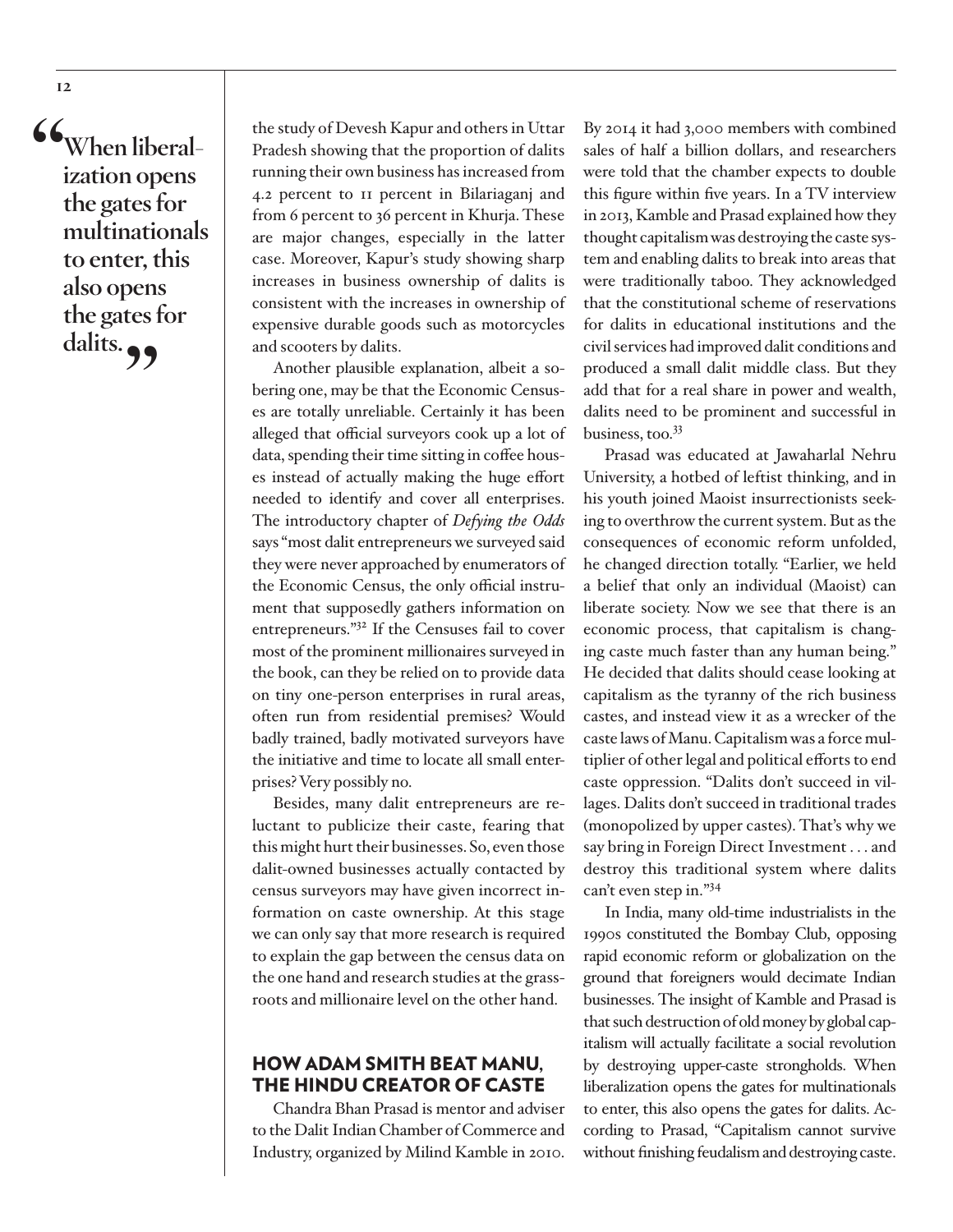> "When liberalization opens the gates for multinationals to enter, this also opens the gates for dalits."

the study of Devesh Kapur and others in Uttar Pradesh showing that the proportion of dalits running their own business has increased from 4.2 percent to 11 percent in Bilariaganj and from 6 percent to 36 percent in Khurja. These are major changes, especially in the latter case. Moreover, Kapur's study showing sharp increases in business ownership of dalits is consistent with the increases in ownership of expensive durable goods such as motorcycles and scooters by dalits.

Another plausible explanation, albeit a sobering one, may be that the Economic Censuses are totally unreliable. Certainly it has been alleged that official surveyors cook up a lot of data, spending their time sitting in coffee houses instead of actually making the huge effort needed to identify and cover all enterprises. The introductory chapter of *Defying the Odds* says "most dalit entrepreneurs we surveyed said they were never approached by enumerators of the Economic Census, the only official instrument that supposedly gathers information on entrepreneurs."[32] If the Censuses fail to cover most of the prominent millionaires surveyed in the book, can they be relied on to provide data on tiny one-person enterprises in rural areas, often run from residential premises? Would badly trained, badly motivated surveyors have the initiative and time to locate all small enterprises? Very possibly no.

Besides, many dalit entrepreneurs are reluctant to publicize their caste, fearing that this might hurt their businesses. So, even those dalit-owned businesses actually contacted by census surveyors may have given incorrect information on caste ownership. At this stage we can only say that more research is required to explain the gap between the census data on the one hand and research studies at the grassroots and millionaire level on the other hand.

## HOW ADAM SMITH BEAT MANU, THE HINDU CREATOR OF CASTE

Chandra Bhan Prasad is mentor and adviser to the Dalit Indian Chamber of Commerce and Industry, organized by Milind Kamble in 2010. By 2014 it had 3,000 members with combined sales of half a billion dollars, and researchers were told that the chamber expects to double this figure within five years. In a TV interview in 2013, Kamble and Prasad explained how they thought capitalism was destroying the caste system and enabling dalits to break into areas that were traditionally taboo. They acknowledged that the constitutional scheme of reservations for dalits in educational institutions and the civil services had improved dalit conditions and produced a small dalit middle class. But they add that for a real share in power and wealth, dalits need to be prominent and successful in business, too.[33]

Prasad was educated at Jawaharlal Nehru University, a hotbed of leftist thinking, and in his youth joined Maoist insurrectionists seeking to overthrow the current system. But as the consequences of economic reform unfolded, he changed direction totally. "Earlier, we held a belief that only an individual (Maoist) can liberate society. Now we see that there is an economic process, that capitalism is changing caste much faster than any human being." He decided that dalits should cease looking at capitalism as the tyranny of the rich business castes, and instead view it as a wrecker of the caste laws of Manu. Capitalism was a force multiplier of other legal and political efforts to end caste oppression. "Dalits don't succeed in villages. Dalits don't succeed in traditional trades (monopolized by upper castes). That's why we say bring in Foreign Direct Investment . . . and destroy this traditional system where dalits can't even step in."[34]

In India, many old-time industrialists in the 1990s constituted the Bombay Club, opposing rapid economic reform or globalization on the ground that foreigners would decimate Indian businesses. The insight of Kamble and Prasad is that such destruction of old money by global capitalism will actually facilitate a social revolution by destroying upper-caste strongholds. When liberalization opens the gates for multinationals to enter, this also opens the gates for dalits. According to Prasad, "Capitalism cannot survive without finishing feudalism and destroying caste.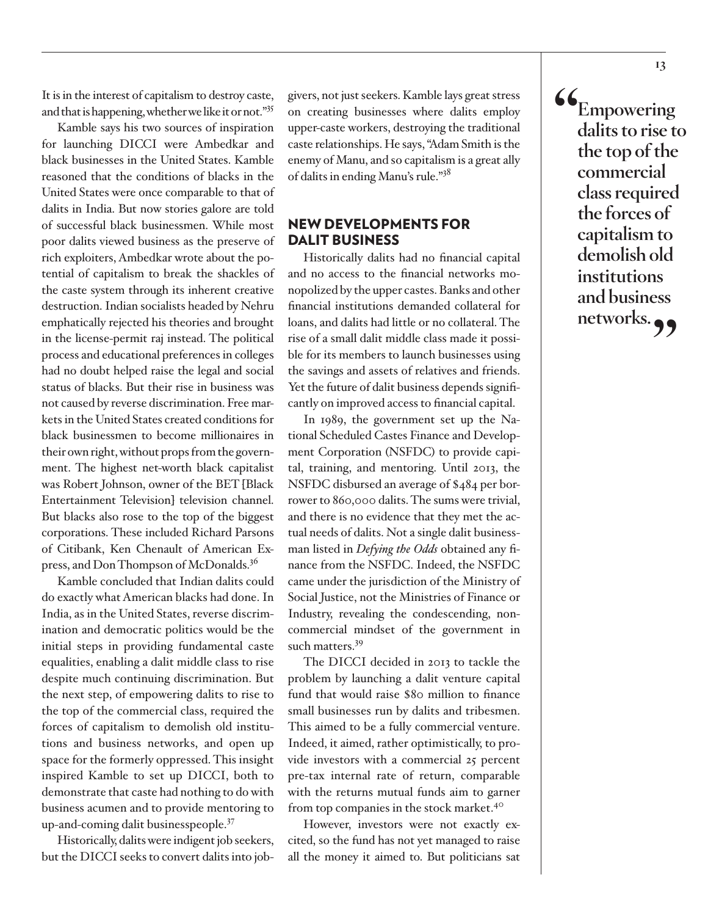It is in the interest of capitalism to destroy caste, and that is happening, whether we like it or not."[35]

Kamble says his two sources of inspiration for launching DICCI were Ambedkar and black businesses in the United States. Kamble reasoned that the conditions of blacks in the United States were once comparable to that of dalits in India. But now stories galore are told of successful black businessmen. While most poor dalits viewed business as the preserve of rich exploiters, Ambedkar wrote about the potential of capitalism to break the shackles of the caste system through its inherent creative destruction. Indian socialists headed by Nehru emphatically rejected his theories and brought in the license-permit raj instead. The political process and educational preferences in colleges had no doubt helped raise the legal and social status of blacks. But their rise in business was not caused by reverse discrimination. Free markets in the United States created conditions for black businessmen to become millionaires in their own right, without props from the government. The highest net-worth black capitalist was Robert Johnson, owner of the BET [Black Entertainment Television] television channel. But blacks also rose to the top of the biggest corporations. These included Richard Parsons of Citibank, Ken Chenault of American Express, and Don Thompson of McDonalds.[36]

Kamble concluded that Indian dalits could do exactly what American blacks had done. In India, as in the United States, reverse discrimination and democratic politics would be the initial steps in providing fundamental caste equalities, enabling a dalit middle class to rise despite much continuing discrimination. But the next step, of empowering dalits to rise to the top of the commercial class, required the forces of capitalism to demolish old institutions and business networks, and open up space for the formerly oppressed. This insight inspired Kamble to set up DICCI, both to demonstrate that caste had nothing to do with business acumen and to provide mentoring to up-and-coming dalit businesspeople.[37]

Historically, dalits were indigent job seekers, but the DICCI seeks to convert dalits into job-givers, not just seekers. Kamble lays great stress on creating businesses where dalits employ upper-caste workers, destroying the traditional caste relationships. He says, "Adam Smith is the enemy of Manu, and so capitalism is a great ally of dalits in ending Manu's rule."[38]

## NEW DEVELOPMENTS FOR DALIT BUSINESS

Historically dalits had no financial capital and no access to the financial networks monopolized by the upper castes. Banks and other financial institutions demanded collateral for loans, and dalits had little or no collateral. The rise of a small dalit middle class made it possible for its members to launch businesses using the savings and assets of relatives and friends. Yet the future of dalit business depends significantly on improved access to financial capital.

In 1989, the government set up the National Scheduled Castes Finance and Development Corporation (NSFDC) to provide capital, training, and mentoring. Until 2013, the NSFDC disbursed an average of $484 per borrower to 860,000 dalits. The sums were trivial, and there is no evidence that they met the actual needs of dalits. Not a single dalit businessman listed in *Defying the Odds* obtained any finance from the NSFDC. Indeed, the NSFDC came under the jurisdiction of the Ministry of Social Justice, not the Ministries of Finance or Industry, revealing the condescending, noncommercial mindset of the government in such matters.[39]

The DICCI decided in 2013 to tackle the problem by launching a dalit venture capital fund that would raise $80 million to finance small businesses run by dalits and tribesmen. This aimed to be a fully commercial venture. Indeed, it aimed, rather optimistically, to provide investors with a commercial 25 percent pre-tax internal rate of return, comparable with the returns mutual funds aim to garner from top companies in the stock market.[40]

However, investors were not exactly excited, so the fund has not yet managed to raise all the money it aimed to. But politicians sat

> **"Empowering dalits to rise to the top of the commercial class required the forces of capitalism to demolish old institutions and business networks."**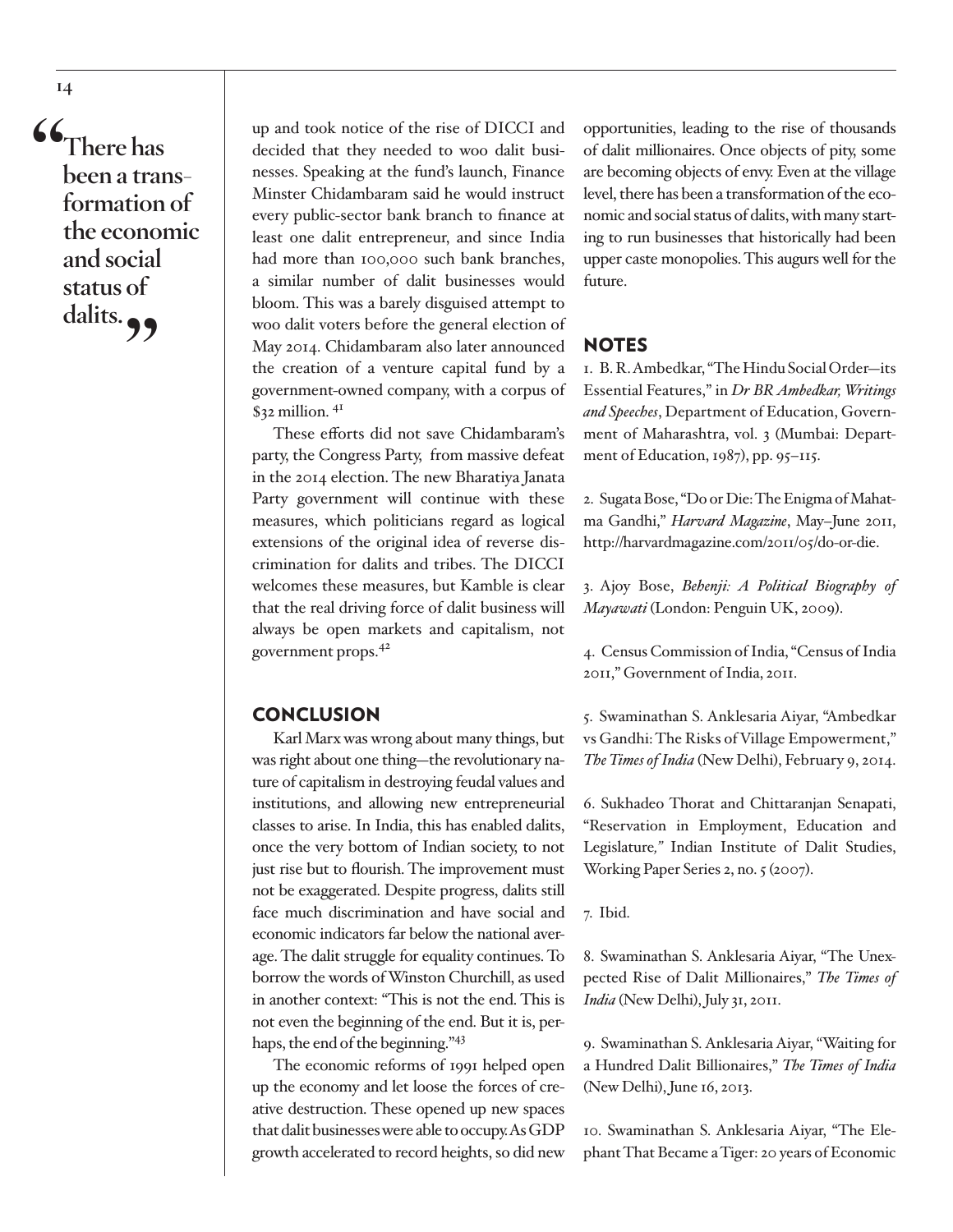> "There has been a transformation of the economic and social status of dalits."

up and took notice of the rise of DICCI and decided that they needed to woo dalit businesses. Speaking at the fund's launch, Finance Minster Chidambaram said he would instruct every public-sector bank branch to finance at least one dalit entrepreneur, and since India had more than 100,000 such bank branches, a similar number of dalit businesses would bloom. This was a barely disguised attempt to woo dalit voters before the general election of May 2014. Chidambaram also later announced the creation of a venture capital fund by a government-owned company, with a corpus of $32 million.[41]

These efforts did not save Chidambaram's party, the Congress Party, from massive defeat in the 2014 election. The new Bharatiya Janata Party government will continue with these measures, which politicians regard as logical extensions of the original idea of reverse discrimination for dalits and tribes. The DICCI welcomes these measures, but Kamble is clear that the real driving force of dalit business will always be open markets and capitalism, not government props.[42]

## CONCLUSION

Karl Marx was wrong about many things, but was right about one thing—the revolutionary nature of capitalism in destroying feudal values and institutions, and allowing new entrepreneurial classes to arise. In India, this has enabled dalits, once the very bottom of Indian society, to not just rise but to flourish. The improvement must not be exaggerated. Despite progress, dalits still face much discrimination and have social and economic indicators far below the national average. The dalit struggle for equality continues. To borrow the words of Winston Churchill, as used in another context: "This is not the end. This is not even the beginning of the end. But it is, perhaps, the end of the beginning."[43]

The economic reforms of 1991 helped open up the economy and let loose the forces of creative destruction. These opened up new spaces that dalit businesses were able to occupy. As GDP growth accelerated to record heights, so did new opportunities, leading to the rise of thousands of dalit millionaires. Once objects of pity, some are becoming objects of envy. Even at the village level, there has been a transformation of the economic and social status of dalits, with many starting to run businesses that historically had been upper caste monopolies. This augurs well for the future.

## NOTES

1. B. R. Ambedkar, "The Hindu Social Order—its Essential Features," in *Dr BR Ambedkar, Writings and Speeches*, Department of Education, Government of Maharashtra, vol. 3 (Mumbai: Department of Education, 1987), pp. 95–115.

2. Sugata Bose, "Do or Die: The Enigma of Mahatma Gandhi," *Harvard Magazine*, May–June 2011, http://harvardmagazine.com/2011/05/do-or-die.

3. Ajoy Bose, *Behenji: A Political Biography of Mayawati* (London: Penguin UK, 2009).

4. Census Commission of India, "Census of India 2011," Government of India, 2011.

5. Swaminathan S. Anklesaria Aiyar, "Ambedkar vs Gandhi: The Risks of Village Empowerment," *The Times of India* (New Delhi), February 9, 2014.

6. Sukhadeo Thorat and Chittaranjan Senapati, "Reservation in Employment, Education and Legislature," Indian Institute of Dalit Studies, Working Paper Series 2, no. 5 (2007).

7. Ibid.

8. Swaminathan S. Anklesaria Aiyar, "The Unexpected Rise of Dalit Millionaires," *The Times of India* (New Delhi), July 31, 2011.

9. Swaminathan S. Anklesaria Aiyar, "Waiting for a Hundred Dalit Billionaires," *The Times of India* (New Delhi), June 16, 2013.

10. Swaminathan S. Anklesaria Aiyar, "The Elephant That Became a Tiger: 20 years of Economic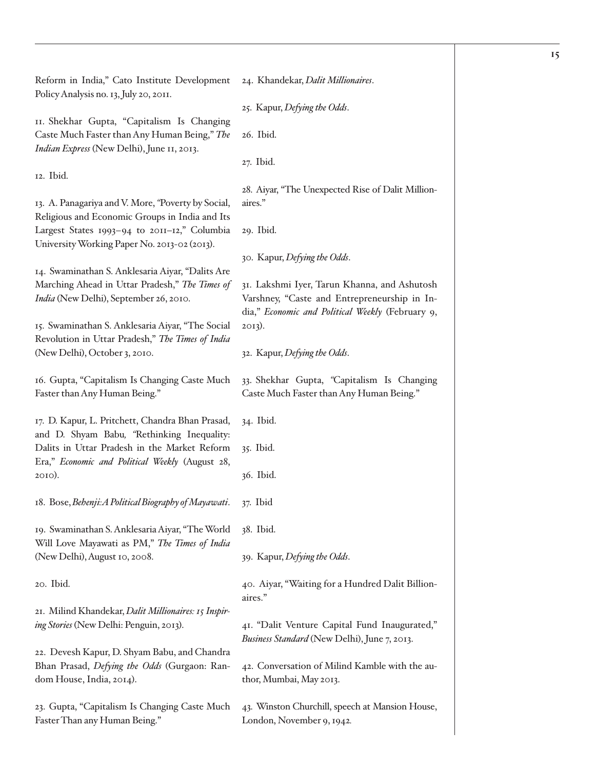Reform in India," Cato Institute Development Policy Analysis no. 13, July 20, 2011.

11. Shekhar Gupta, "Capitalism Is Changing Caste Much Faster than Any Human Being," *The Indian Express* (New Delhi), June 11, 2013.

12. Ibid.

13. A. Panagariya and V. More, "Poverty by Social, Religious and Economic Groups in India and Its Largest States 1993–94 to 2011–12," Columbia University Working Paper No. 2013-02 (2013).

14. Swaminathan S. Anklesaria Aiyar, "Dalits Are Marching Ahead in Uttar Pradesh," *The Times of India* (New Delhi), September 26, 2010.

15. Swaminathan S. Anklesaria Aiyar, "The Social Revolution in Uttar Pradesh," *The Times of India* (New Delhi), October 3, 2010.

16. Gupta, "Capitalism Is Changing Caste Much Faster than Any Human Being."

17. D. Kapur, L. Pritchett, Chandra Bhan Prasad, and D. Shyam Babu, "Rethinking Inequality: Dalits in Uttar Pradesh in the Market Reform Era," *Economic and Political Weekly* (August 28, 2010).

18. Bose, *Behenji: A Political Biography of Mayawati*.

19. Swaminathan S. Anklesaria Aiyar, "The World Will Love Mayawati as PM," *The Times of India* (New Delhi), August 10, 2008.

20. Ibid.

21. Milind Khandekar, *Dalit Millionaires: 15 Inspiring Stories* (New Delhi: Penguin, 2013).

22. Devesh Kapur, D. Shyam Babu, and Chandra Bhan Prasad, *Defying the Odds* (Gurgaon: Random House, India, 2014).

23. Gupta, "Capitalism Is Changing Caste Much Faster Than any Human Being."

24. Khandekar, *Dalit Millionaires*.

25. Kapur, *Defying the Odds*.

26. Ibid.

27. Ibid.

28. Aiyar, "The Unexpected Rise of Dalit Millionaires."

29. Ibid.

30. Kapur, *Defying the Odds*.

31. Lakshmi Iyer, Tarun Khanna, and Ashutosh Varshney, "Caste and Entrepreneurship in India," *Economic and Political Weekly* (February 9, 2013).

32. Kapur, *Defying the Odds*.

33. Shekhar Gupta, "Capitalism Is Changing Caste Much Faster than Any Human Being."

34. Ibid.

35. Ibid.

36. Ibid.

37. Ibid

38. Ibid.

39. Kapur, *Defying the Odds*.

40. Aiyar, "Waiting for a Hundred Dalit Billionaires."

41. "Dalit Venture Capital Fund Inaugurated," *Business Standard* (New Delhi), June 7, 2013.

42. Conversation of Milind Kamble with the author, Mumbai, May 2013.

43. Winston Churchill, speech at Mansion House, London, November 9, 1942.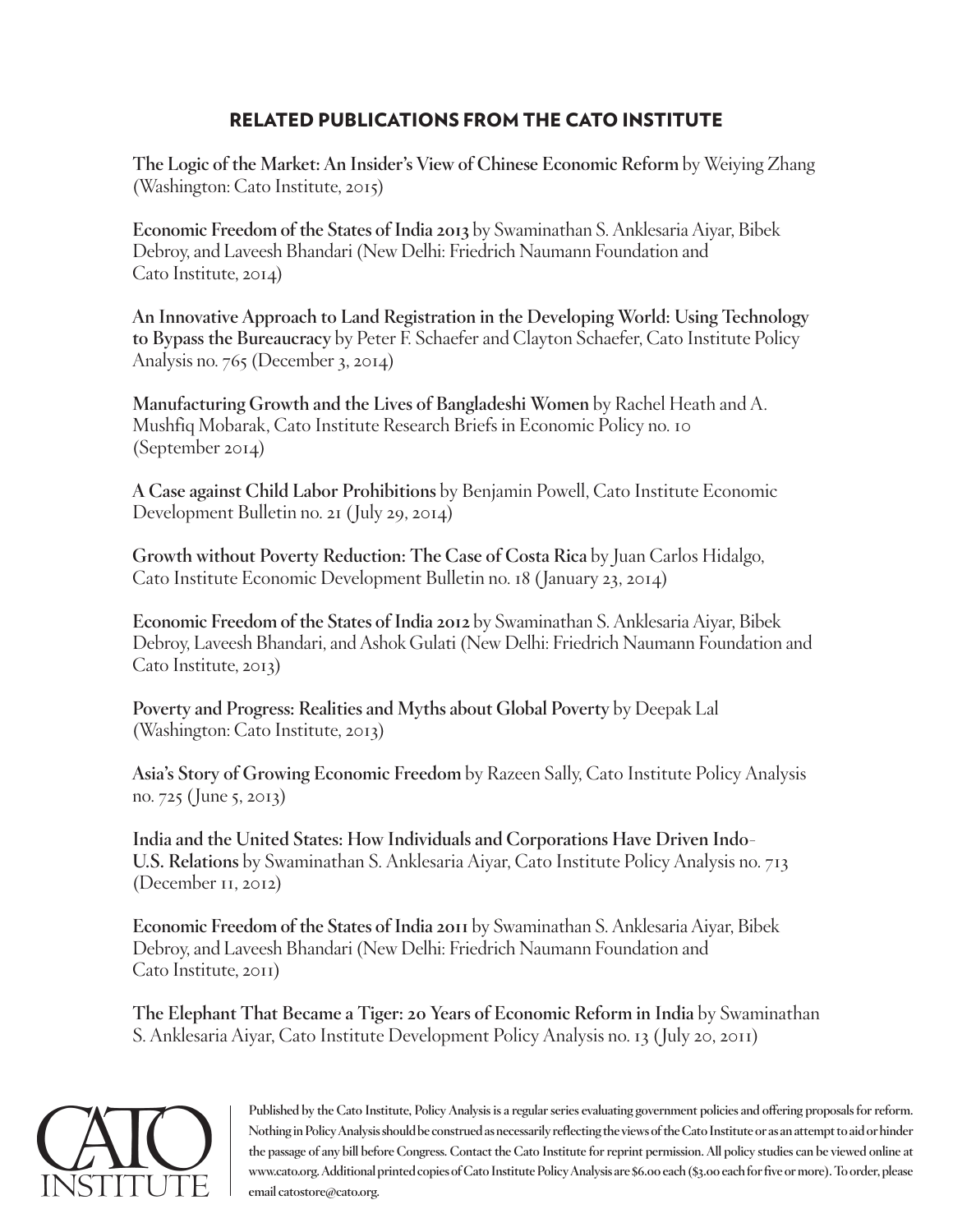## RELATED PUBLICATIONS FROM THE CATO INSTITUTE

**The Logic of the Market: An Insider's View of Chinese Economic Reform** by Weiying Zhang (Washington: Cato Institute, 2015)

**Economic Freedom of the States of India 2013** by Swaminathan S. Anklesaria Aiyar, Bibek Debroy, and Laveesh Bhandari (New Delhi: Friedrich Naumann Foundation and Cato Institute, 2014)

**An Innovative Approach to Land Registration in the Developing World: Using Technology to Bypass the Bureaucracy** by Peter F. Schaefer and Clayton Schaefer, Cato Institute Policy Analysis no. 765 (December 3, 2014)

**Manufacturing Growth and the Lives of Bangladeshi Women** by Rachel Heath and A. Mushfiq Mobarak, Cato Institute Research Briefs in Economic Policy no. 10 (September 2014)

**A Case against Child Labor Prohibitions** by Benjamin Powell, Cato Institute Economic Development Bulletin no. 21 (July 29, 2014)

**Growth without Poverty Reduction: The Case of Costa Rica** by Juan Carlos Hidalgo, Cato Institute Economic Development Bulletin no. 18 (January 23, 2014)

**Economic Freedom of the States of India 2012** by Swaminathan S. Anklesaria Aiyar, Bibek Debroy, Laveesh Bhandari, and Ashok Gulati (New Delhi: Friedrich Naumann Foundation and Cato Institute, 2013)

**Poverty and Progress: Realities and Myths about Global Poverty** by Deepak Lal (Washington: Cato Institute, 2013)

**Asia's Story of Growing Economic Freedom** by Razeen Sally, Cato Institute Policy Analysis no. 725 (June 5, 2013)

**India and the United States: How Individuals and Corporations Have Driven Indo-U.S. Relations** by Swaminathan S. Anklesaria Aiyar, Cato Institute Policy Analysis no. 713 (December 11, 2012)

**Economic Freedom of the States of India 2011** by Swaminathan S. Anklesaria Aiyar, Bibek Debroy, and Laveesh Bhandari (New Delhi: Friedrich Naumann Foundation and Cato Institute, 2011)

**The Elephant That Became a Tiger: 20 Years of Economic Reform in India** by Swaminathan S. Anklesaria Aiyar, Cato Institute Development Policy Analysis no. 13 (July 20, 2011)

CATO INSTITUTE

Published by the Cato Institute, Policy Analysis is a regular series evaluating government policies and offering proposals for reform. Nothing in Policy Analysis should be construed as necessarily reflecting the views of the Cato Institute or as an attempt to aid or hinder the passage of any bill before Congress. Contact the Cato Institute for reprint permission. All policy studies can be viewed online at www.cato.org. Additional printed copies of Cato Institute Policy Analysis are $6.00 each ($3.00 each for five or more). To order, please email catostore@cato.org.